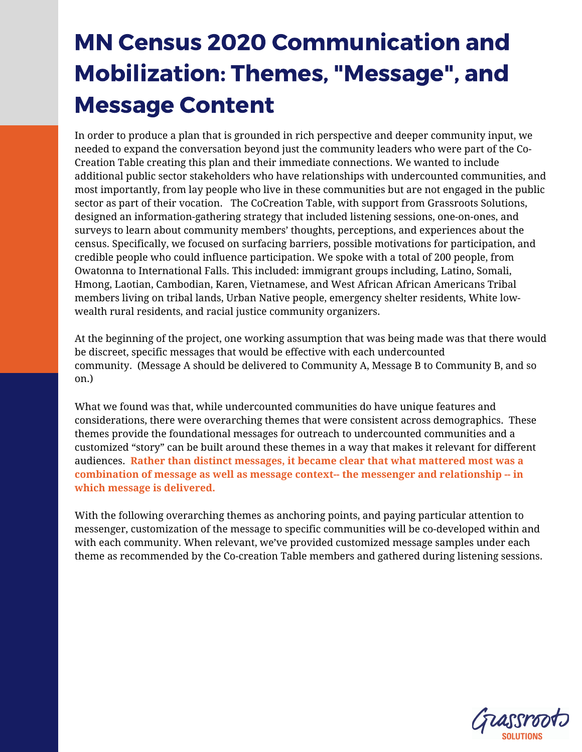# MN Census 2020 Communication and Mobilization: Themes, "Message", and Message Content

In order to produce a plan that is grounded in rich perspective and deeper community input, we needed to expand the conversation beyond just the community leaders who were part of the Co-Creation Table creating this plan and their immediate connections. We wanted to include additional public sector stakeholders who have relationships with undercounted communities, and most importantly, from lay people who live in these communities but are not engaged in the public sector as part of their vocation. The CoCreation Table, with support from Grassroots Solutions, designed an information-gathering strategy that included listening sessions, one-on-ones, and surveys to learn about community members' thoughts, perceptions, and experiences about the census. Specifically, we focused on surfacing barriers, possible motivations for participation, and credible people who could influence participation. We spoke with a total of 200 people, from Owatonna to International Falls. This included: immigrant groups including, Latino, Somali, Hmong, Laotian, Cambodian, Karen, Vietnamese, and West African African Americans Tribal members living on tribal lands, Urban Native people, emergency shelter residents, White low-wealth rural residents, and racial justice community organizers.

At the beginning of the project, one working assumption that was being made was that there would be discreet, specific messages that would be effective with each undercounted community. (Message A should be delivered to Community A, Message B to Community B, and so on.)

What we found was that, while undercounted communities do have unique features and considerations, there were overarching themes that were consistent across demographics. These themes provide the foundational messages for outreach to undercounted communities and a customized "story" can be built around these themes in a way that makes it relevant for different audiences. **Rather than distinct messages, it became clear that what mattered most was a combination of message as well as message context-- the messenger and relationship -- in which message is delivered.**

With the following overarching themes as anchoring points, and paying particular attention to messenger, customization of the message to specific communities will be co-developed within and with each community. When relevant, we've provided customized message samples under each theme as recommended by the Co-creation Table members and gathered during listening sessions.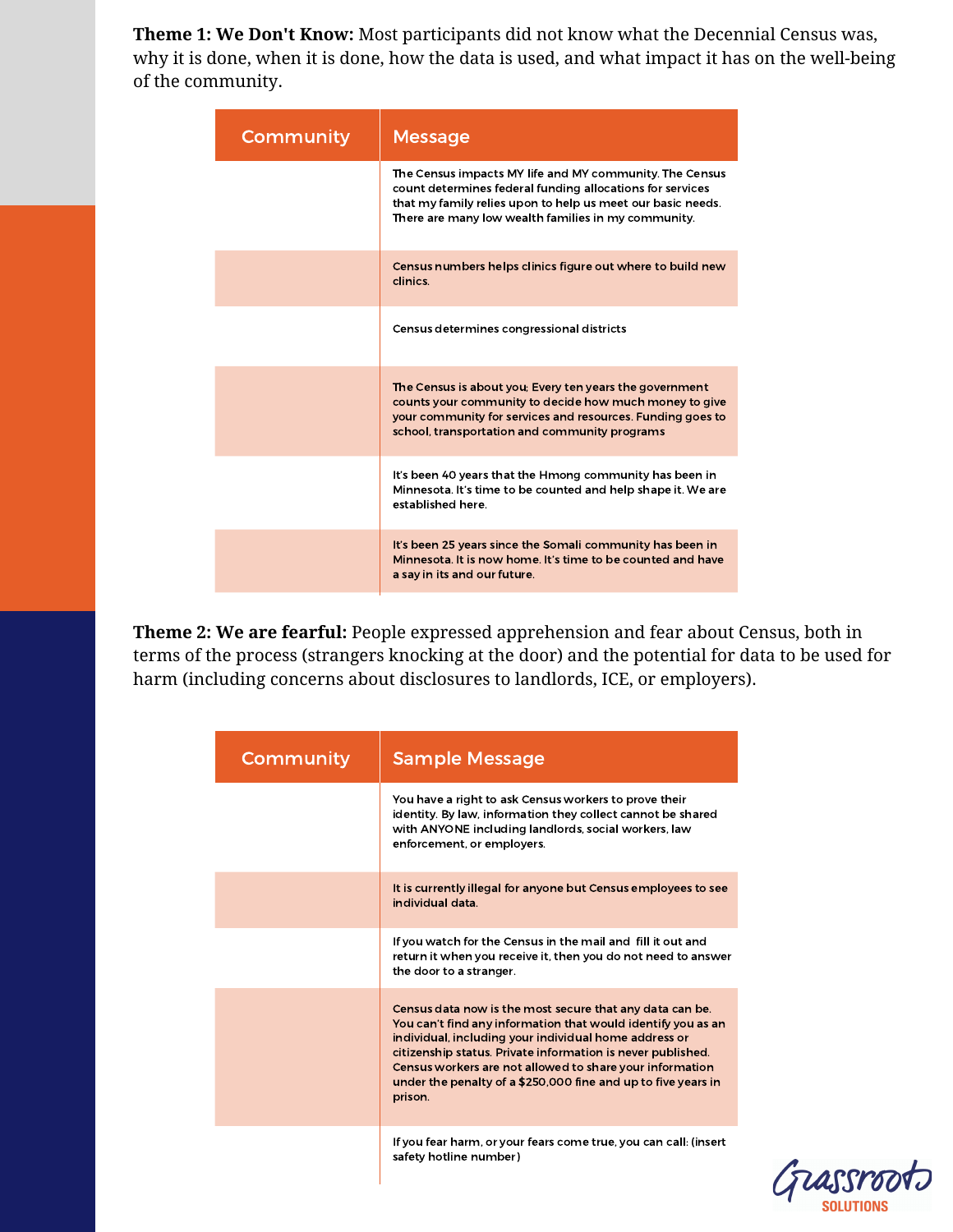**Theme 1: We Don't Know:** Most participants did not know what the Decennial Census was, why it is done, when it is done, how the data is used, and what impact it has on the well-being of the community.

| Community | Message |
|---|---|
| | The Census impacts MY life and MY community. The Census count determines federal funding allocations for services that my family relies upon to help us meet our basic needs. There are many low wealth families in my community. |
| | Census numbers helps clinics figure out where to build new clinics. |
| | Census determines congressional districts |
| | The Census is about you; Every ten years the government counts your community to decide how much money to give your community for services and resources. Funding goes to school, transportation and community programs |
| | It's been 40 years that the Hmong community has been in Minnesota. It's time to be counted and help shape it. We are established here. |
| | It's been 25 years since the Somali community has been in Minnesota. It is now home. It's time to be counted and have a say in its and our future. |

**Theme 2: We are fearful:** People expressed apprehension and fear about Census, both in terms of the process (strangers knocking at the door) and the potential for data to be used for harm (including concerns about disclosures to landlords, ICE, or employers).

| Community | Sample Message |
|---|---|
| | You have a right to ask Census workers to prove their identity. By law, information they collect cannot be shared with ANYONE including landlords, social workers, law enforcement, or employers. |
| | It is currently illegal for anyone but Census employees to see individual data. |
| | If you watch for the Census in the mail and fill it out and return it when you receive it, then you do not need to answer the door to a stranger. |
| | Census data now is the most secure that any data can be. You can't find any information that would identify you as an individual, including your individual home address or citizenship status. Private information is never published. Census workers are not allowed to share your information under the penalty of a $250,000 fine and up to five years in prison. |
| | If you fear harm, or your fears come true, you can call: (insert safety hotline number) |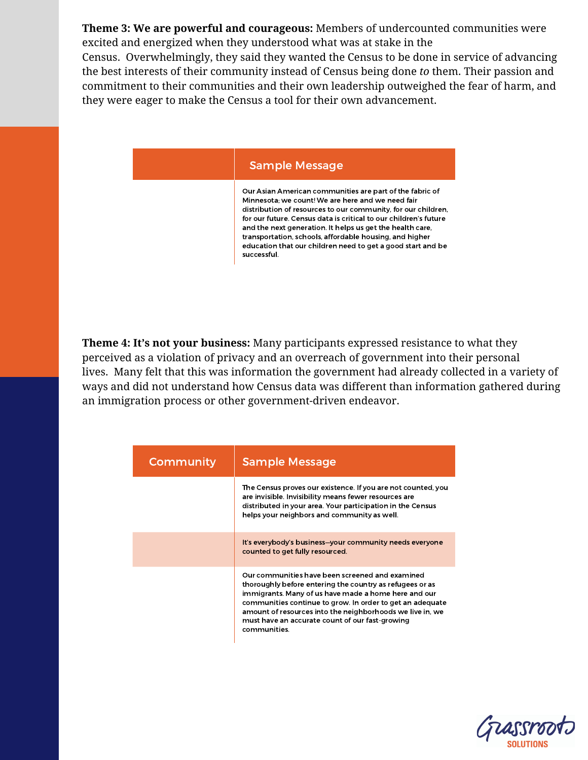**Theme 3: We are powerful and courageous:** Members of undercounted communities were excited and energized when they understood what was at stake in the Census. Overwhelmingly, they said they wanted the Census to be done in service of advancing the best interests of their community instead of Census being done *to* them. Their passion and commitment to their communities and their own leadership outweighed the fear of harm, and they were eager to make the Census a tool for their own advancement.

| | Sample Message |
|---|---|
| | Our Asian American communities are part of the fabric of Minnesota; we count! We are here and we need fair distribution of resources to our community, for our children, for our future. Census data is critical to our children's future and the next generation. It helps us get the health care, transportation, schools, affordable housing, and higher education that our children need to get a good start and be successful. |

**Theme 4: It's not your business:** Many participants expressed resistance to what they perceived as a violation of privacy and an overreach of government into their personal lives. Many felt that this was information the government had already collected in a variety of ways and did not understand how Census data was different than information gathered during an immigration process or other government-driven endeavor.

| Community | Sample Message |
|---|---|
| | The Census proves our existence. If you are not counted, you are invisible. Invisibility means fewer resources are distributed in your area. Your participation in the Census helps your neighbors and community as well. |
| | It's everybody's business—your community needs everyone counted to get fully resourced. |
| | Our communities have been screened and examined thoroughly before entering the country as refugees or as immigrants. Many of us have made a home here and our communities continue to grow. In order to get an adequate amount of resources into the neighborhoods we live in, we must have an accurate count of our fast-growing communities. |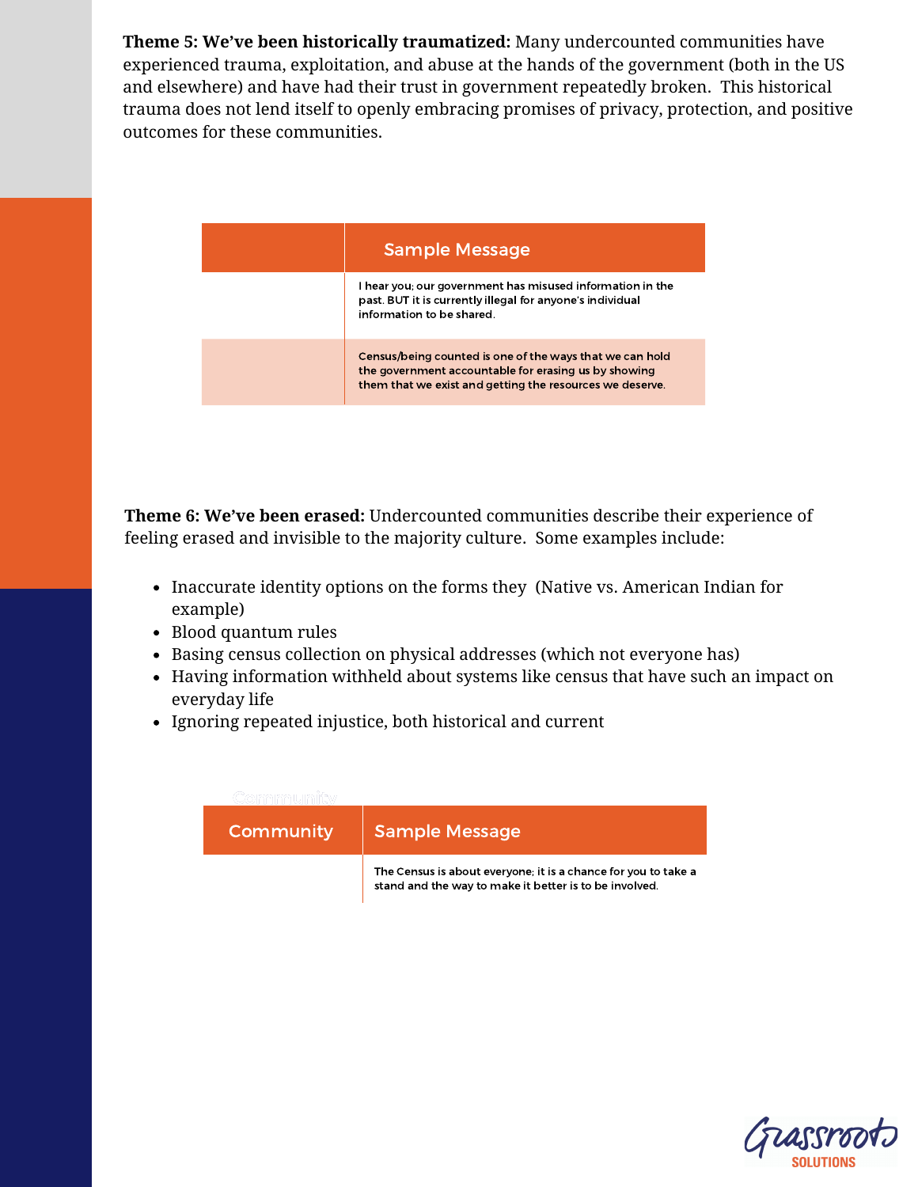**Theme 5: We've been historically traumatized:** Many undercounted communities have experienced trauma, exploitation, and abuse at the hands of the government (both in the US and elsewhere) and have had their trust in government repeatedly broken. This historical trauma does not lend itself to openly embracing promises of privacy, protection, and positive outcomes for these communities.

| | Sample Message |
|---|---|
| | I hear you; our government has misused information in the past. BUT it is currently illegal for anyone's individual information to be shared. |
| | Census/being counted is one of the ways that we can hold the government accountable for erasing us by showing them that we exist and getting the resources we deserve. |

**Theme 6: We've been erased:** Undercounted communities describe their experience of feeling erased and invisible to the majority culture. Some examples include:

- Inaccurate identity options on the forms they (Native vs. American Indian for example)
- Blood quantum rules
- Basing census collection on physical addresses (which not everyone has)
- Having information withheld about systems like census that have such an impact on everyday life
- Ignoring repeated injustice, both historical and current

| Community | Sample Message |
|---|---|
| | The Census is about everyone; it is a chance for you to take a stand and the way to make it better is to be involved. |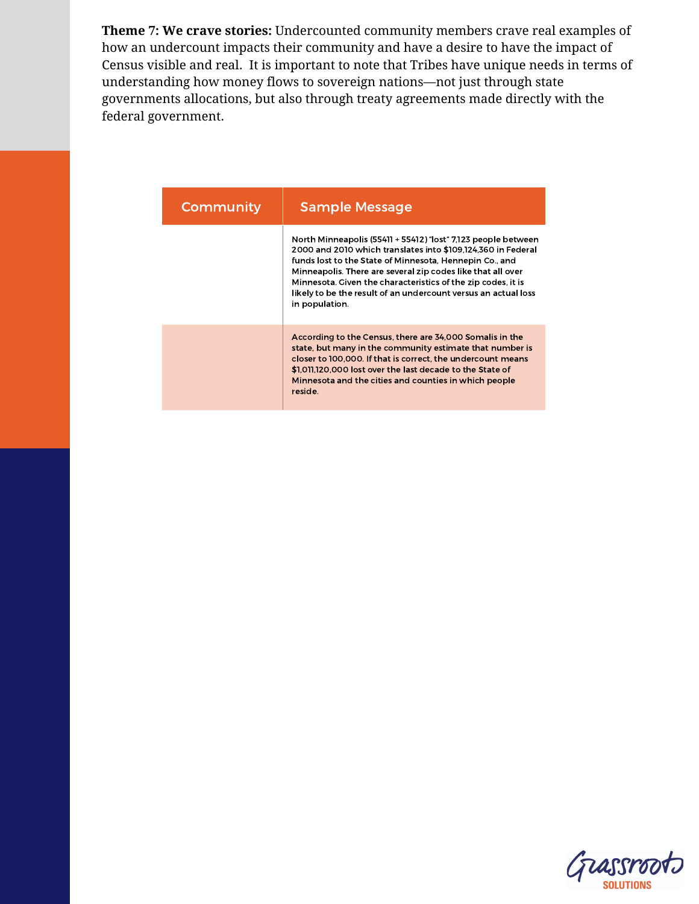**Theme 7: We crave stories:** Undercounted community members crave real examples of how an undercount impacts their community and have a desire to have the impact of Census visible and real. It is important to note that Tribes have unique needs in terms of understanding how money flows to sovereign nations—not just through state governments allocations, but also through treaty agreements made directly with the federal government.

| Community | Sample Message |
|---|---|
| | North Minneapolis (55411 + 55412) "lost" 7,123 people between 2000 and 2010 which translates into $109,124,360 in Federal funds lost to the State of Minnesota, Hennepin Co., and Minneapolis. There are several zip codes like that all over Minnesota. Given the characteristics of the zip codes, it is likely to be the result of an undercount versus an actual loss in population. |
| | According to the Census, there are 34,000 Somalis in the state, but many in the community estimate that number is closer to 100,000. If that is correct, the undercount means $1,011,120,000 lost over the last decade to the State of Minnesota and the cities and counties in which people reside. |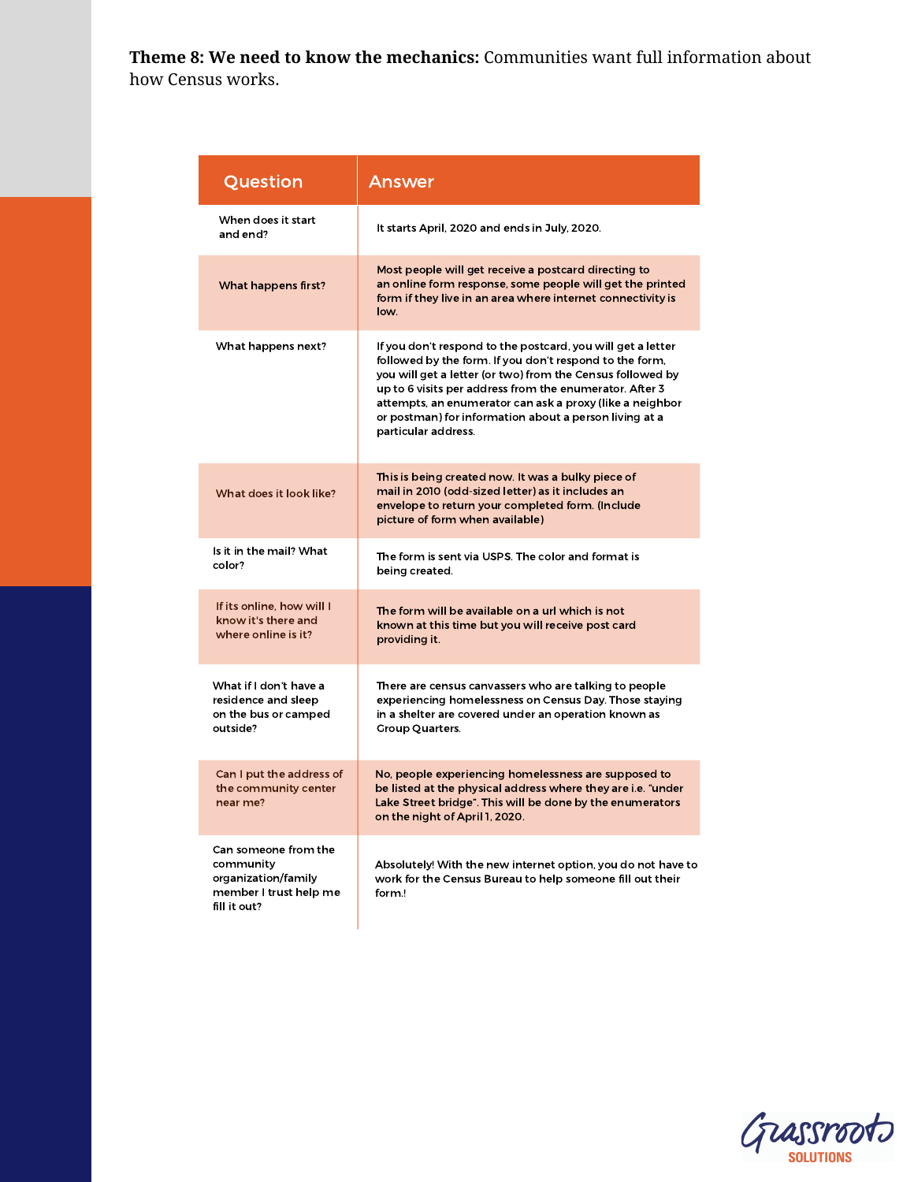**Theme 8: We need to know the mechanics:** Communities want full information about how Census works.

| Question | Answer |
| --- | --- |
| When does it start and end? | It starts April, 2020 and ends in July, 2020. |
| What happens first? | Most people will get receive a postcard directing to an online form response, some people will get the printed form if they live in an area where internet connectivity is low. |
| What happens next? | If you don't respond to the postcard, you will get a letter followed by the form. If you don't respond to the form, you will get a letter (or two) from the Census followed by up to 6 visits per address from the enumerator. After 3 attempts, an enumerator can ask a proxy (like a neighbor or postman) for information about a person living at a particular address. |
| What does it look like? | This is being created now. It was a bulky piece of mail in 2010 (odd-sized letter) as it includes an envelope to return your completed form. (Include picture of form when available) |
| Is it in the mail? What color? | The form is sent via USPS. The color and format is being created. |
| If its online, how will I know it's there and where online is it? | The form will be available on a url which is not known at this time but you will receive post card providing it. |
| What if I don't have a residence and sleep on the bus or camped outside? | There are census canvassers who are talking to people experiencing homelessness on Census Day. Those staying in a shelter are covered under an operation known as Group Quarters. |
| Can I put the address of the community center near me? | No, people experiencing homelessness are supposed to be listed at the physical address where they are i.e. "under Lake Street bridge". This will be done by the enumerators on the night of April 1, 2020. |
| Can someone from the community organization/family member I trust help me fill it out? | Absolutely! With the new internet option, you do not have to work for the Census Bureau to help someone fill out their form.! |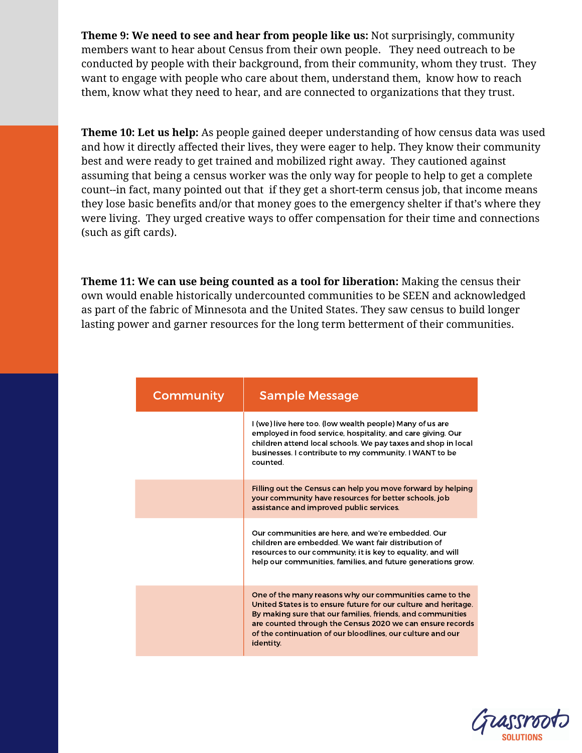**Theme 9: We need to see and hear from people like us:** Not surprisingly, community members want to hear about Census from their own people. They need outreach to be conducted by people with their background, from their community, whom they trust. They want to engage with people who care about them, understand them, know how to reach them, know what they need to hear, and are connected to organizations that they trust.

**Theme 10: Let us help:** As people gained deeper understanding of how census data was used and how it directly affected their lives, they were eager to help. They know their community best and were ready to get trained and mobilized right away. They cautioned against assuming that being a census worker was the only way for people to help to get a complete count--in fact, many pointed out that if they get a short-term census job, that income means they lose basic benefits and/or that money goes to the emergency shelter if that's where they were living. They urged creative ways to offer compensation for their time and connections (such as gift cards).

**Theme 11: We can use being counted as a tool for liberation:** Making the census their own would enable historically undercounted communities to be SEEN and acknowledged as part of the fabric of Minnesota and the United States. They saw census to build longer lasting power and garner resources for the long term betterment of their communities.

| Community | Sample Message |
|---|---|
| | I (we) live here too. (low wealth people) Many of us are employed in food service, hospitality, and care giving. Our children attend local schools. We pay taxes and shop in local businesses. I contribute to my community. I WANT to be counted. |
| | Filling out the Census can help you move forward by helping your community have resources for better schools, job assistance and improved public services. |
| | Our communities are here, and we're embedded. Our children are embedded. We want fair distribution of resources to our community; it is key to equality, and will help our communities, families, and future generations grow. |
| | One of the many reasons why our communities came to the United States is to ensure future for our culture and heritage. By making sure that our families, friends, and communities are counted through the Census 2020 we can ensure records of the continuation of our bloodlines, our culture and our identity. |